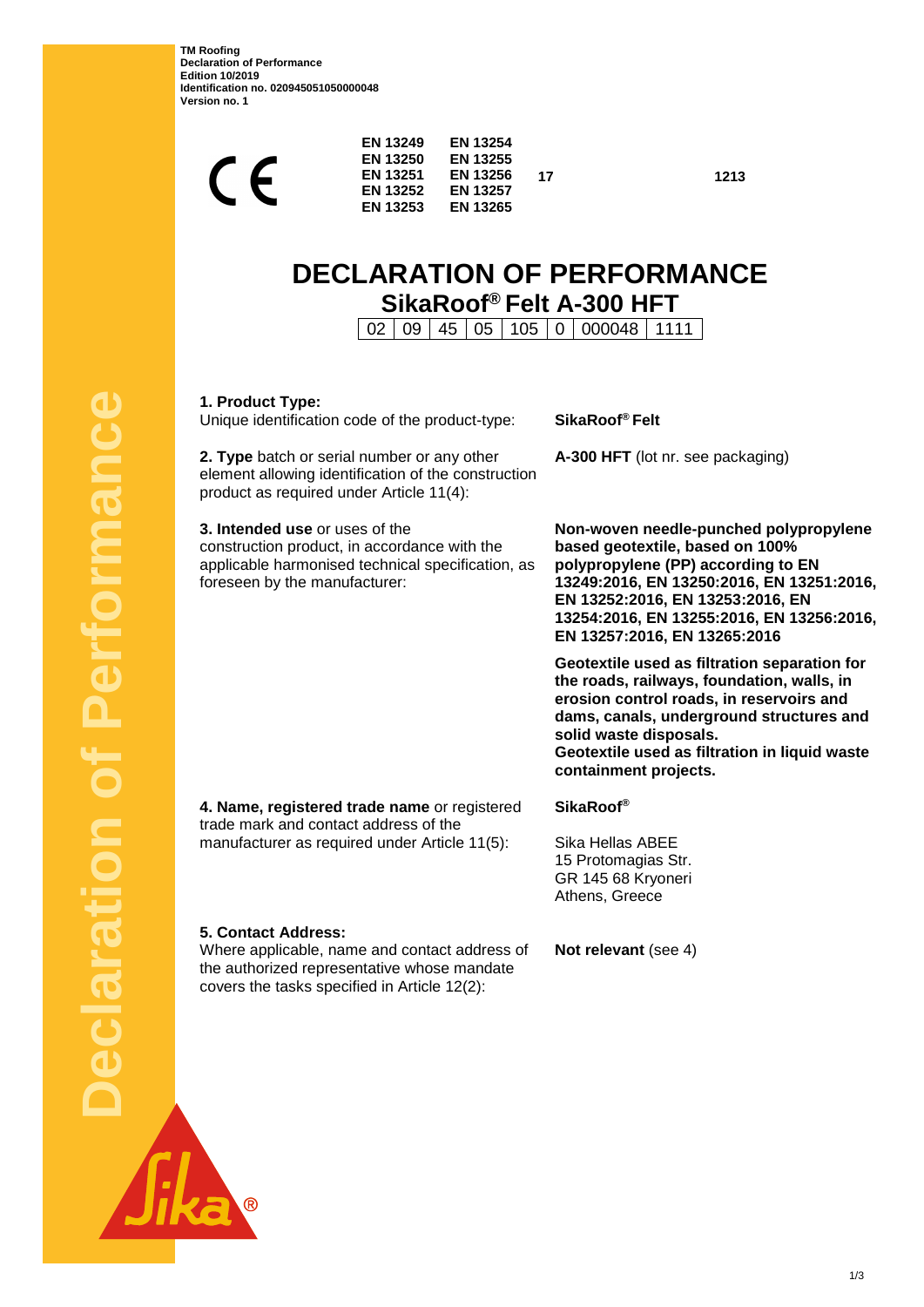**TM Roofing**
**Declaration of Performance**
**Edition 10/2019**
**Identification no. 020945051050000048**
**Version no. 1**

CE

| | | | |
|---|---|---|---|
| **EN 13249** | **EN 13254** | | |
| **EN 13250** | **EN 13255** | | |
| **EN 13251** | **EN 13256** | **17** | **1213** |
| **EN 13252** | **EN 13257** | | |
| **EN 13253** | **EN 13265** | | |

# DECLARATION OF PERFORMANCE

## SikaRoof® Felt A-300 HFT

| 02 | 09 | 45 | 05 | 105 | 0 | 000048 | 1111 |
|---|---|---|---|---|---|---|---|

**1. Product Type:**
Unique identification code of the product-type: **SikaRoof® Felt**

**2. Type** batch or serial number or any other element allowing identification of the construction product as required under Article 11(4): **A-300 HFT** (lot nr. see packaging)

**3. Intended use** or uses of the construction product, in accordance with the applicable harmonised technical specification, as foreseen by the manufacturer:

**Non-woven needle-punched polypropylene based geotextile, based on 100% polypropylene (PP) according to EN 13249:2016, EN 13250:2016, EN 13251:2016, EN 13252:2016, EN 13253:2016, EN 13254:2016, EN 13255:2016, EN 13256:2016, EN 13257:2016, EN 13265:2016**

**Geotextile used as filtration separation for the roads, railways, foundation, walls, in erosion control roads, in reservoirs and dams, canals, underground structures and solid waste disposals.**
**Geotextile used as filtration in liquid waste containment projects.**

**4. Name, registered trade name** or registered trade mark and contact address of the manufacturer as required under Article 11(5):

**SikaRoof®**

Sika Hellas ABEE
15 Protomagias Str.
GR 145 68 Kryoneri
Athens, Greece

**5. Contact Address:**
Where applicable, name and contact address of the authorized representative whose mandate covers the tasks specified in Article 12(2): **Not relevant** (see 4)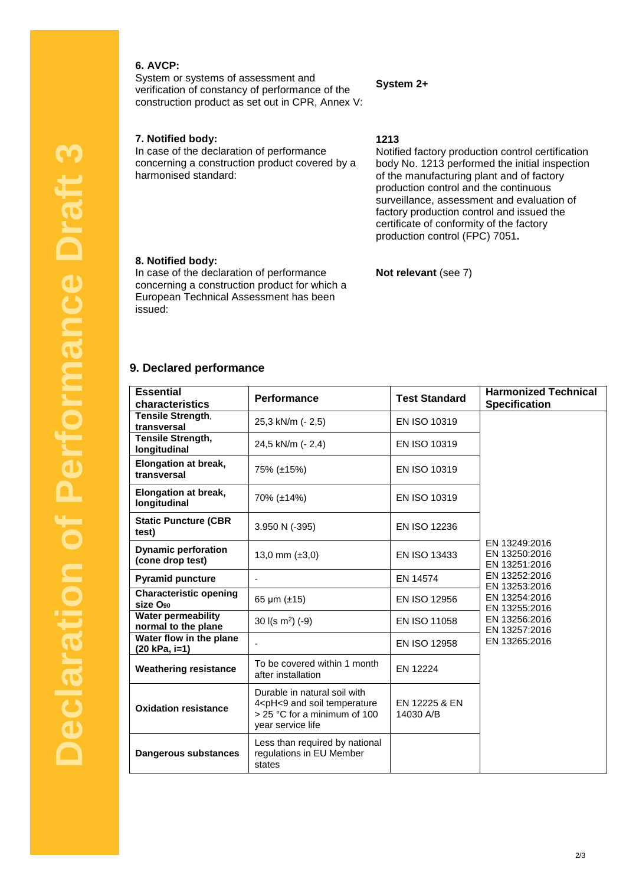Declaration of Performance Draft 3

**6. AVCP:**
System or systems of assessment and verification of constancy of performance of the construction product as set out in CPR, Annex V:

**System 2+**

**7. Notified body:**
In case of the declaration of performance concerning a construction product covered by a harmonised standard:

**1213**
Notified factory production control certification body No. 1213 performed the initial inspection of the manufacturing plant and of factory production control and the continuous surveillance, assessment and evaluation of factory production control and issued the certificate of conformity of the factory production control (FPC) 7051**.**

**8. Notified body:**
In case of the declaration of performance concerning a construction product for which a European Technical Assessment has been issued:

**Not relevant** (see 7)

## 9. Declared performance

| Essential characteristics | Performance | Test Standard | Harmonized Technical Specification |
|---|---|---|---|
| **Tensile Strength**, **transversal** | 25,3 kN/m (- 2,5) | EN ISO 10319 | EN 13249:2016<br>EN 13250:2016<br>EN 13251:2016<br>EN 13252:2016<br>EN 13253:2016<br>EN 13254:2016<br>EN 13255:2016<br>EN 13256:2016<br>EN 13257:2016<br>EN 13265:2016 |
| **Tensile Strength, longitudinal** | 24,5 kN/m (- 2,4) | EN ISO 10319 | |
| **Elongation at break, transversal** | 75% (±15%) | EN ISO 10319 | |
| **Elongation at break, longitudinal** | 70% (±14%) | EN ISO 10319 | |
| **Static Puncture (CBR test)** | 3.950 N (-395) | EN ISO 12236 | |
| **Dynamic perforation (cone drop test)** | 13,0 mm (±3,0) | EN ISO 13433 | |
| **Pyramid puncture** | - | EN 14574 | |
| **Characteristic opening size $O_{90}$** | 65 µm (±15) | EN ISO 12956 | |
| **Water permeability normal to the plane** | 30 l(s $m^2$) (-9) | EN ISO 11058 | |
| **Water flow in the plane (20 kPa, i=1)** | - | EN ISO 12958 | |
| **Weathering resistance** | To be covered within 1 month after installation | EN 12224 | |
| **Oxidation resistance** | Durable in natural soil with 4<pH<9 and soil temperature > 25 °C for a minimum of 100 year service life | EN 12225 & EN 14030 A/B | |
| **Dangerous substances** | Less than required by national regulations in EU Member states | | |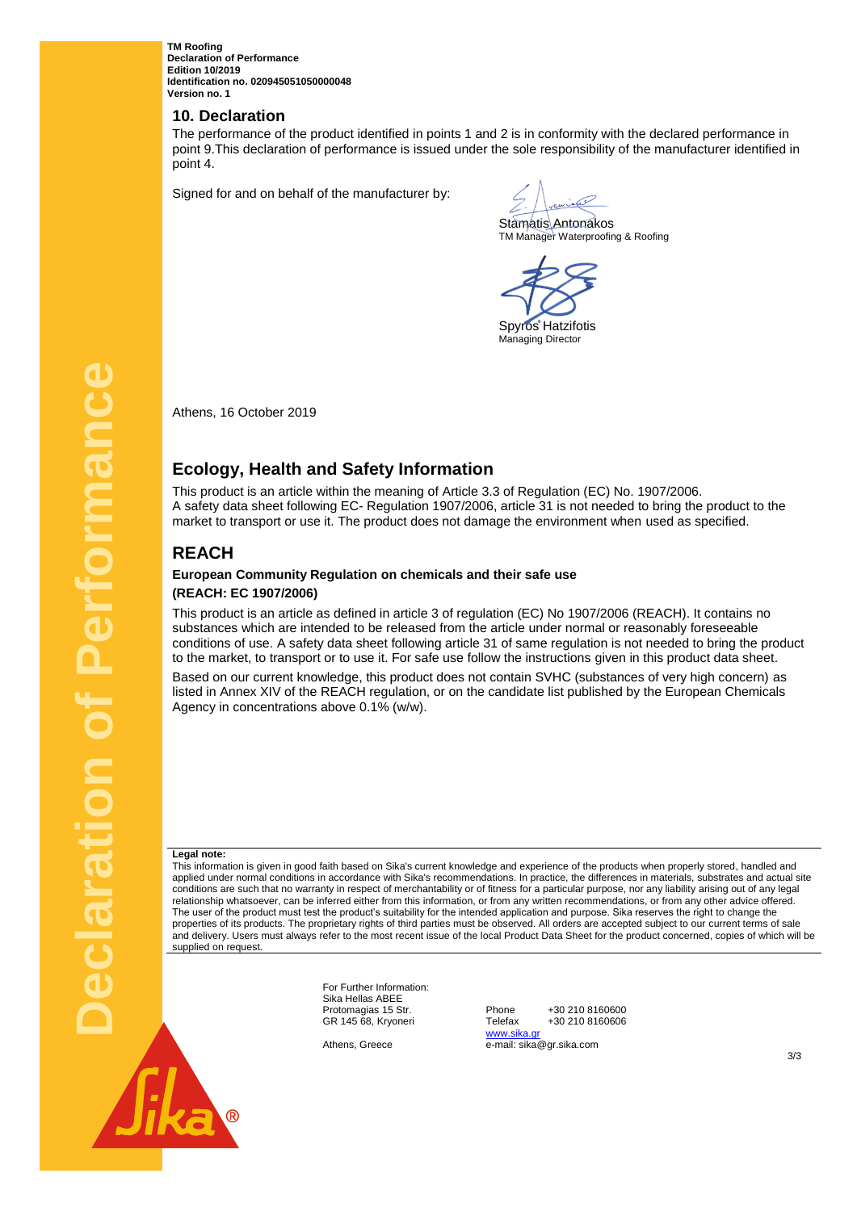**TM Roofing**
**Declaration of Performance**
**Edition 10/2019**
**Identification no. 020945051050000048**
**Version no. 1**

## 10. Declaration

The performance of the product identified in points 1 and 2 is in conformity with the declared performance in point 9.This declaration of performance is issued under the sole responsibility of the manufacturer identified in point 4.

Signed for and on behalf of the manufacturer by:

Stamatis Antonakos
TM Manager Waterproofing & Roofing

Spyros Hatzifotis
Managing Director

Athens, 16 October 2019

## Ecology, Health and Safety Information

This product is an article within the meaning of Article 3.3 of Regulation (EC) No. 1907/2006.
A safety data sheet following EC- Regulation 1907/2006, article 31 is not needed to bring the product to the market to transport or use it. The product does not damage the environment when used as specified.

## REACH

**European Community Regulation on chemicals and their safe use**
**(REACH: EC 1907/2006)**

This product is an article as defined in article 3 of regulation (EC) No 1907/2006 (REACH). It contains no substances which are intended to be released from the article under normal or reasonably foreseeable conditions of use. A safety data sheet following article 31 of same regulation is not needed to bring the product to the market, to transport or to use it. For safe use follow the instructions given in this product data sheet.

Based on our current knowledge, this product does not contain SVHC (substances of very high concern) as listed in Annex XIV of the REACH regulation, or on the candidate list published by the European Chemicals Agency in concentrations above 0.1% (w/w).

**Legal note:**
This information is given in good faith based on Sika's current knowledge and experience of the products when properly stored, handled and applied under normal conditions in accordance with Sika's recommendations. In practice, the differences in materials, substrates and actual site conditions are such that no warranty in respect of merchantability or of fitness for a particular purpose, nor any liability arising out of any legal relationship whatsoever, can be inferred either from this information, or from any written recommendations, or from any other advice offered. The user of the product must test the product's suitability for the intended application and purpose. Sika reserves the right to change the properties of its products. The proprietary rights of third parties must be observed. All orders are accepted subject to our current terms of sale and delivery. Users must always refer to the most recent issue of the local Product Data Sheet for the product concerned, copies of which will be supplied on request.

For Further Information:
Sika Hellas ABEE
Protomagias 15 Str.
GR 145 68, Kryoneri
Athens, Greece

Phone +30 210 8160600
Telefax +30 210 8160606
www.sika.gr
e-mail: sika@gr.sika.com